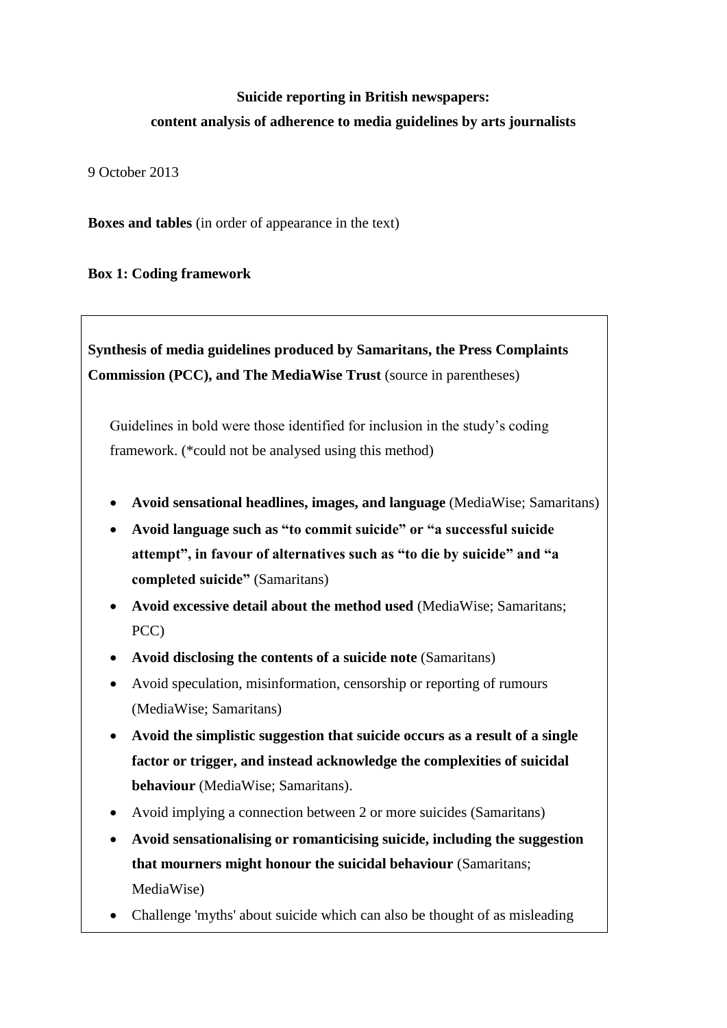**Suicide reporting in British newspapers:**

**content analysis of adherence to media guidelines by arts journalists**

9 October 2013

**Boxes and tables** (in order of appearance in the text)

**Box 1: Coding framework**

**Synthesis of media guidelines produced by Samaritans, the Press Complaints Commission (PCC), and The MediaWise Trust** (source in parentheses)

Guidelines in bold were those identified for inclusion in the study's coding framework. (*could not be analysed using this method)

- **Avoid sensational headlines, images, and language** (MediaWise; Samaritans)
- **Avoid language such as "to commit suicide" or "a successful suicide attempt", in favour of alternatives such as "to die by suicide" and "a completed suicide"** (Samaritans)
- **Avoid excessive detail about the method used** (MediaWise; Samaritans; PCC)
- **Avoid disclosing the contents of a suicide note** (Samaritans)
- Avoid speculation, misinformation, censorship or reporting of rumours (MediaWise; Samaritans)
- **Avoid the simplistic suggestion that suicide occurs as a result of a single factor or trigger, and instead acknowledge the complexities of suicidal behaviour** (MediaWise; Samaritans).
- Avoid implying a connection between 2 or more suicides (Samaritans)
- **Avoid sensationalising or romanticising suicide, including the suggestion that mourners might honour the suicidal behaviour** (Samaritans; MediaWise)
- Challenge 'myths' about suicide which can also be thought of as misleading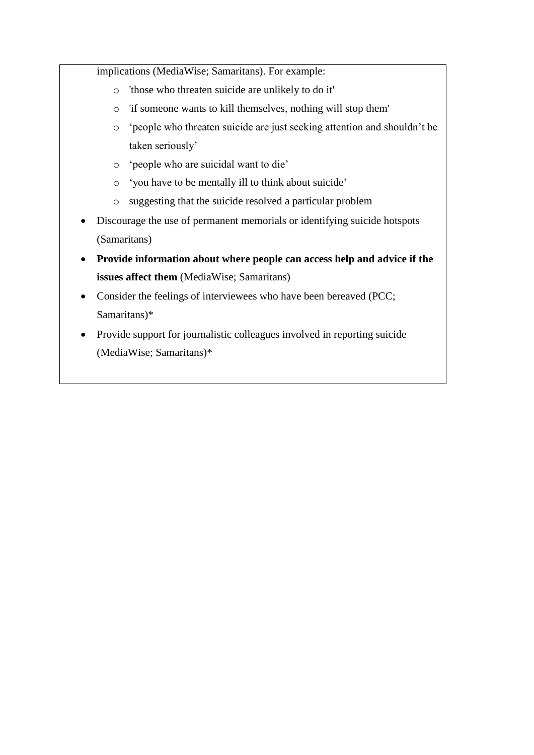implications (MediaWise; Samaritans). For example:

  - 'those who threaten suicide are unlikely to do it'
  - 'if someone wants to kill themselves, nothing will stop them'
  - 'people who threaten suicide are just seeking attention and shouldn't be taken seriously'
  - 'people who are suicidal want to die'
  - 'you have to be mentally ill to think about suicide'
  - suggesting that the suicide resolved a particular problem

- Discourage the use of permanent memorials or identifying suicide hotspots (Samaritans)
- **Provide information about where people can access help and advice if the issues affect them** (MediaWise; Samaritans)
- Consider the feelings of interviewees who have been bereaved (PCC; Samaritans)*
- Provide support for journalistic colleagues involved in reporting suicide (MediaWise; Samaritans)*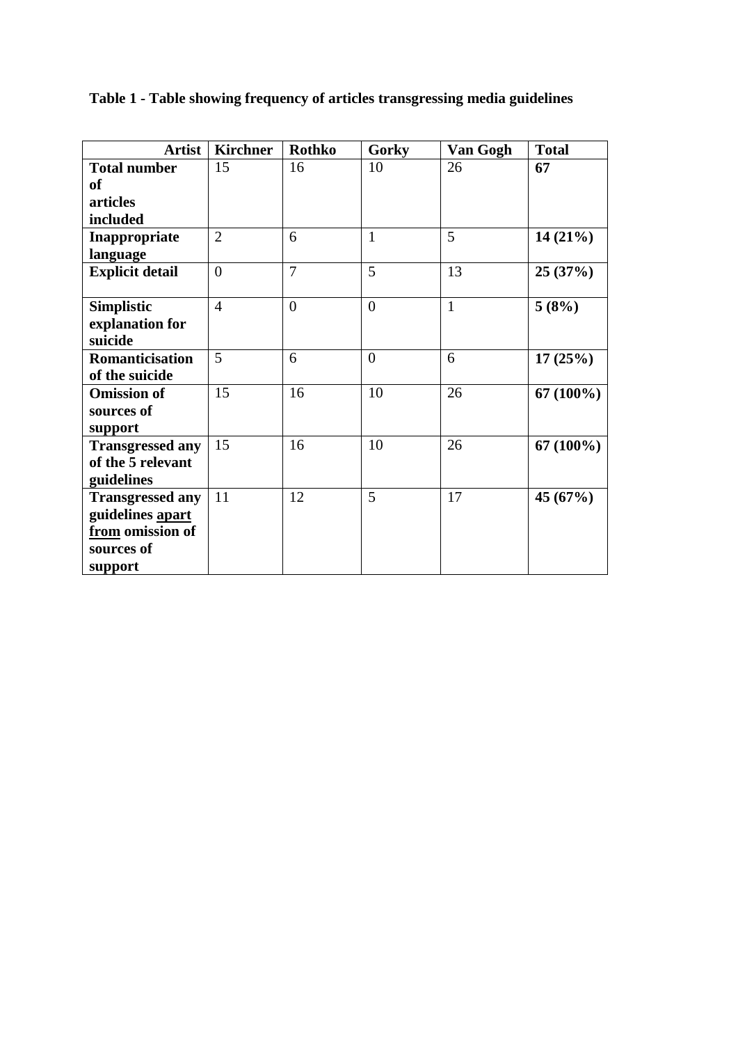**Table 1 - Table showing frequency of articles transgressing media guidelines**

| Artist | Kirchner | Rothko | Gorky | Van Gogh | Total |
|---|---|---|---|---|---|
| **Total number of articles included** | 15 | 16 | 10 | 26 | **67** |
| **Inappropriate language** | 2 | 6 | 1 | 5 | **14 (21%)** |
| **Explicit detail** | 0 | 7 | 5 | 13 | **25 (37%)** |
| **Simplistic explanation for suicide** | 4 | 0 | 0 | 1 | **5 (8%)** |
| **Romanticisation of the suicide** | 5 | 6 | 0 | 6 | **17 (25%)** |
| **Omission of sources of support** | 15 | 16 | 10 | 26 | **67 (100%)** |
| **Transgressed any of the 5 relevant guidelines** | 15 | 16 | 10 | 26 | **67 (100%)** |
| **Transgressed any guidelines apart from omission of sources of support** | 11 | 12 | 5 | 17 | **45 (67%)** |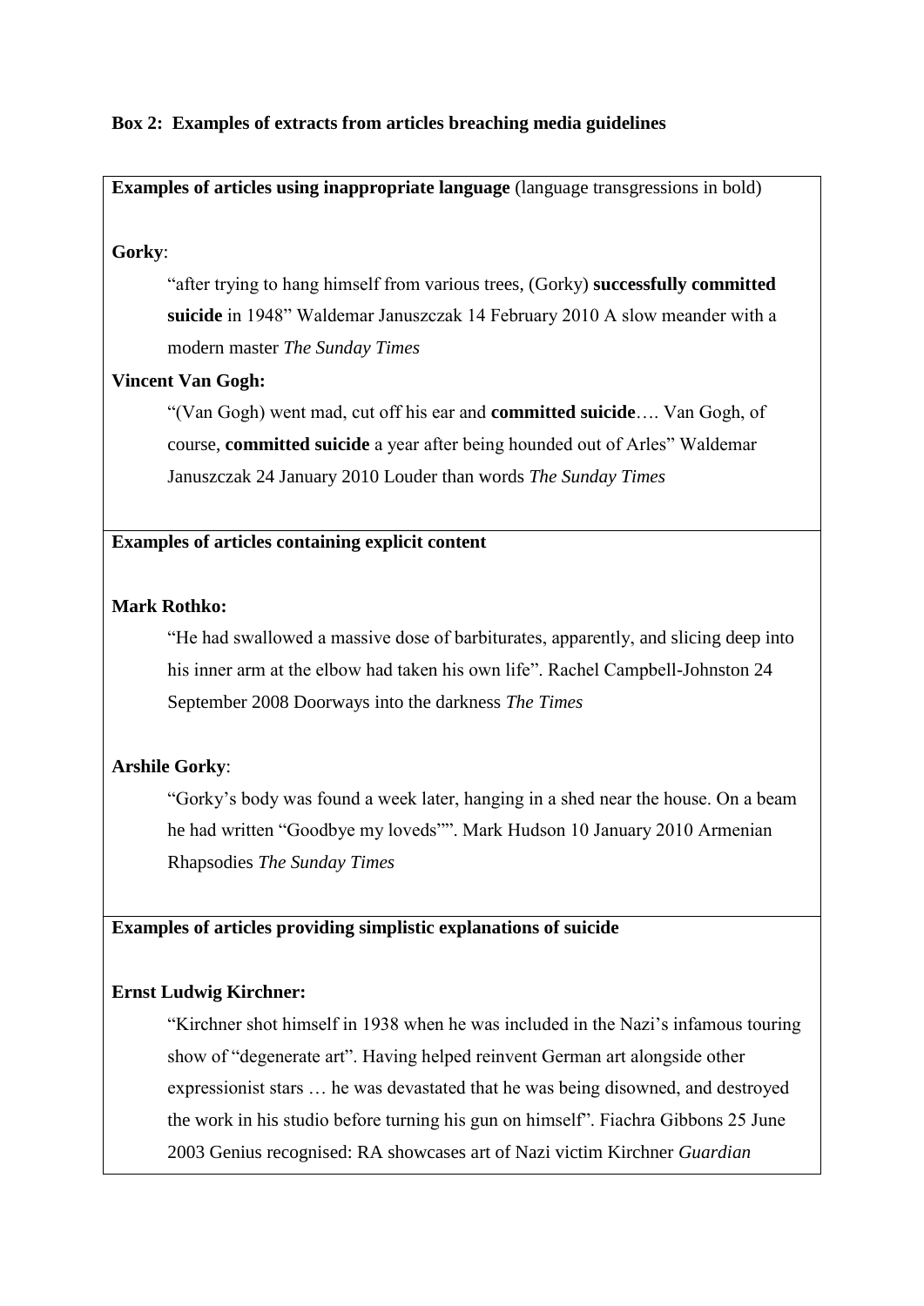**Box 2: Examples of extracts from articles breaching media guidelines**

**Examples of articles using inappropriate language** (language transgressions in bold)

**Gorky**:

> "after trying to hang himself from various trees, (Gorky) **successfully committed suicide** in 1948" Waldemar Januszczak 14 February 2010 A slow meander with a modern master *The Sunday Times*

**Vincent Van Gogh:**

> "(Van Gogh) went mad, cut off his ear and **committed suicide**…. Van Gogh, of course, **committed suicide** a year after being hounded out of Arles" Waldemar Januszczak 24 January 2010 Louder than words *The Sunday Times*

**Examples of articles containing explicit content**

**Mark Rothko:**

> "He had swallowed a massive dose of barbiturates, apparently, and slicing deep into his inner arm at the elbow had taken his own life". Rachel Campbell-Johnston 24 September 2008 Doorways into the darkness *The Times*

**Arshile Gorky**:

> "Gorky's body was found a week later, hanging in a shed near the house. On a beam he had written "Goodbye my loveds"". Mark Hudson 10 January 2010 Armenian Rhapsodies *The Sunday Times*

**Examples of articles providing simplistic explanations of suicide**

**Ernst Ludwig Kirchner:**

> "Kirchner shot himself in 1938 when he was included in the Nazi's infamous touring show of "degenerate art". Having helped reinvent German art alongside other expressionist stars … he was devastated that he was being disowned, and destroyed the work in his studio before turning his gun on himself". Fiachra Gibbons 25 June 2003 Genius recognised: RA showcases art of Nazi victim Kirchner *Guardian*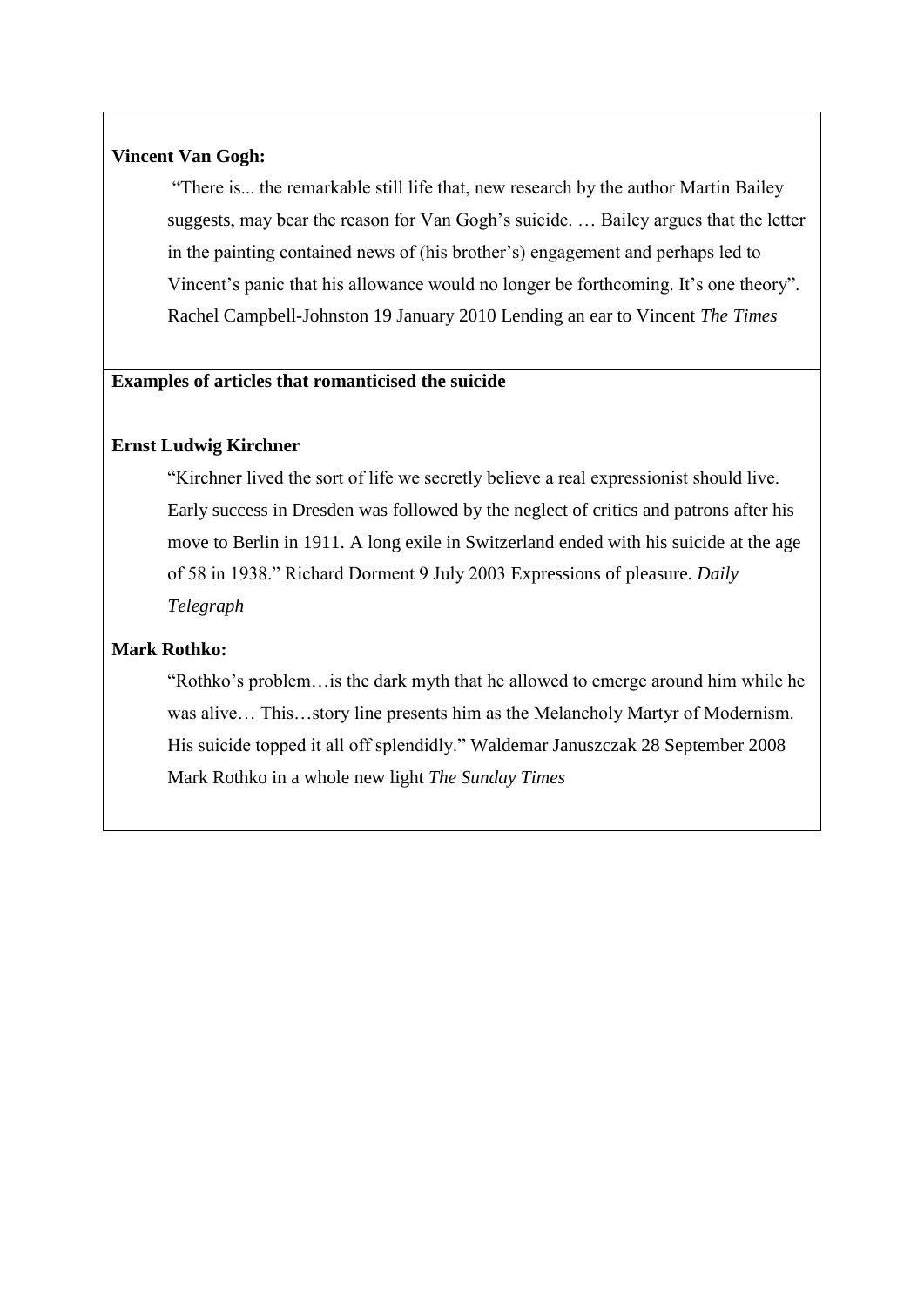**Vincent Van Gogh:**

> "There is... the remarkable still life that, new research by the author Martin Bailey suggests, may bear the reason for Van Gogh's suicide. … Bailey argues that the letter in the painting contained news of (his brother's) engagement and perhaps led to Vincent's panic that his allowance would no longer be forthcoming. It's one theory". Rachel Campbell-Johnston 19 January 2010 Lending an ear to Vincent *The Times*

**Examples of articles that romanticised the suicide**

**Ernst Ludwig Kirchner**

> "Kirchner lived the sort of life we secretly believe a real expressionist should live. Early success in Dresden was followed by the neglect of critics and patrons after his move to Berlin in 1911. A long exile in Switzerland ended with his suicide at the age of 58 in 1938." Richard Dorment 9 July 2003 Expressions of pleasure. *Daily Telegraph*

**Mark Rothko:**

> "Rothko's problem…is the dark myth that he allowed to emerge around him while he was alive… This…story line presents him as the Melancholy Martyr of Modernism. His suicide topped it all off splendidly." Waldemar Januszczak 28 September 2008 Mark Rothko in a whole new light *The Sunday Times*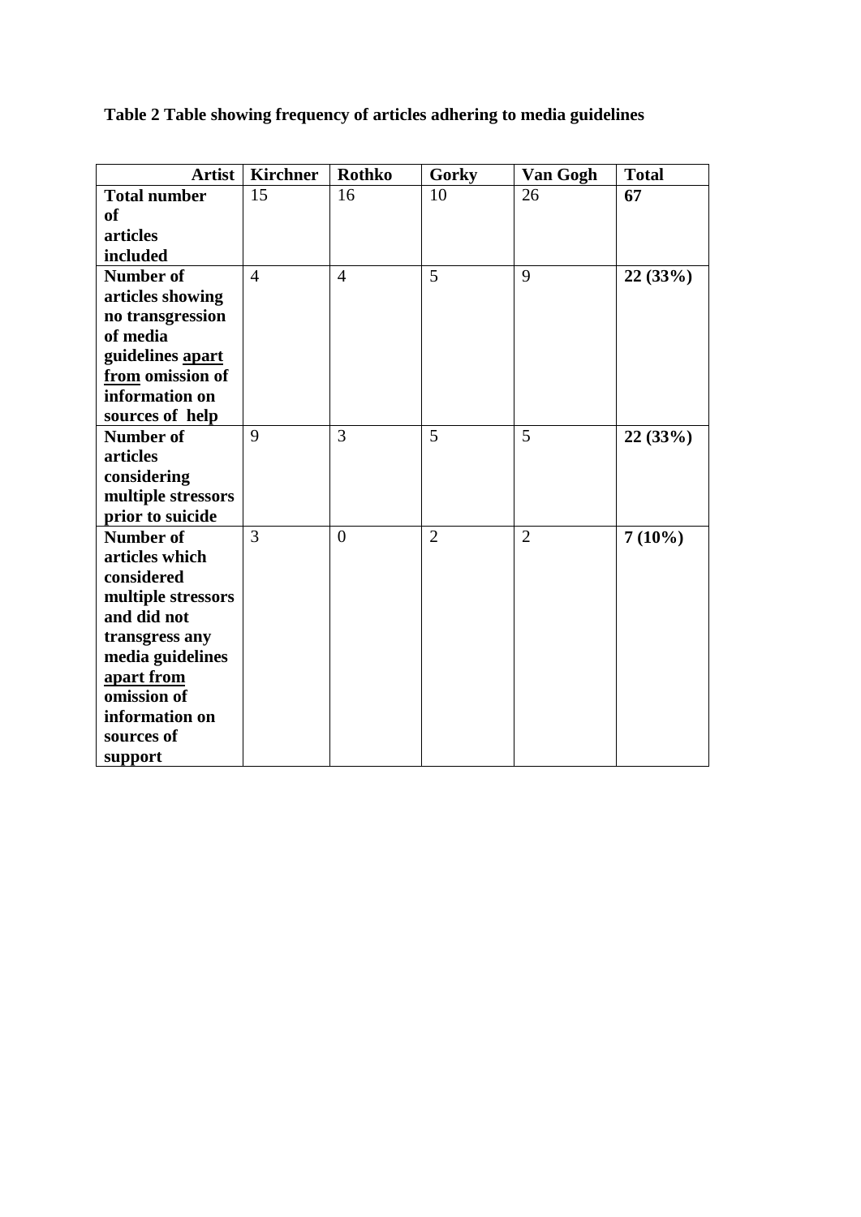**Table 2 Table showing frequency of articles adhering to media guidelines**

| Artist | Kirchner | Rothko | Gorky | Van Gogh | Total |
|---|---|---|---|---|---|
| **Total number of articles included** | 15 | 16 | 10 | 26 | **67** |
| **Number of articles showing no transgression of media guidelines apart from omission of information on sources of help** | 4 | 4 | 5 | 9 | **22 (33%)** |
| **Number of articles considering multiple stressors prior to suicide** | 9 | 3 | 5 | 5 | **22 (33%)** |
| **Number of articles which considered multiple stressors and did not transgress any media guidelines apart from omission of information on sources of support** | 3 | 0 | 2 | 2 | **7 (10%)** |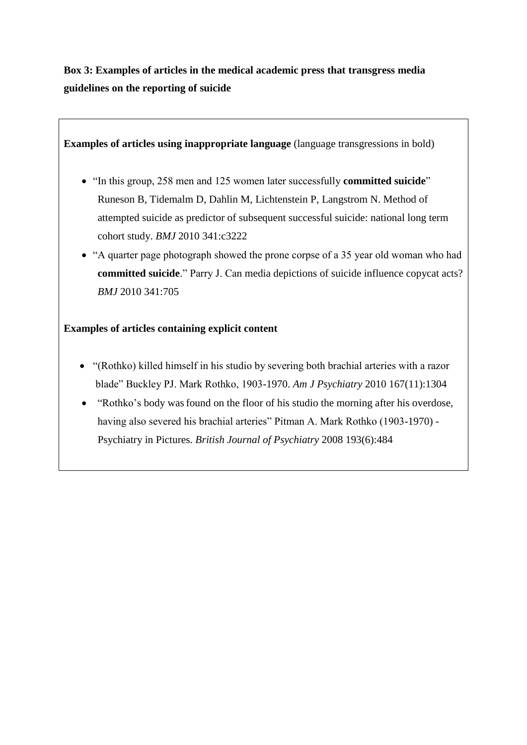**Box 3: Examples of articles in the medical academic press that transgress media guidelines on the reporting of suicide**

**Examples of articles using inappropriate language** (language transgressions in bold)

- "In this group, 258 men and 125 women later successfully **committed suicide**" Runeson B, Tidemalm D, Dahlin M, Lichtenstein P, Langstrom N. Method of attempted suicide as predictor of subsequent successful suicide: national long term cohort study. *BMJ* 2010 341:c3222
- "A quarter page photograph showed the prone corpse of a 35 year old woman who had **committed suicide**." Parry J. Can media depictions of suicide influence copycat acts? *BMJ* 2010 341:705

**Examples of articles containing explicit content**

- "(Rothko) killed himself in his studio by severing both brachial arteries with a razor blade" Buckley PJ. Mark Rothko, 1903-1970. *Am J Psychiatry* 2010 167(11):1304
- "Rothko's body was found on the floor of his studio the morning after his overdose, having also severed his brachial arteries" Pitman A. Mark Rothko (1903-1970) - Psychiatry in Pictures. *British Journal of Psychiatry* 2008 193(6):484